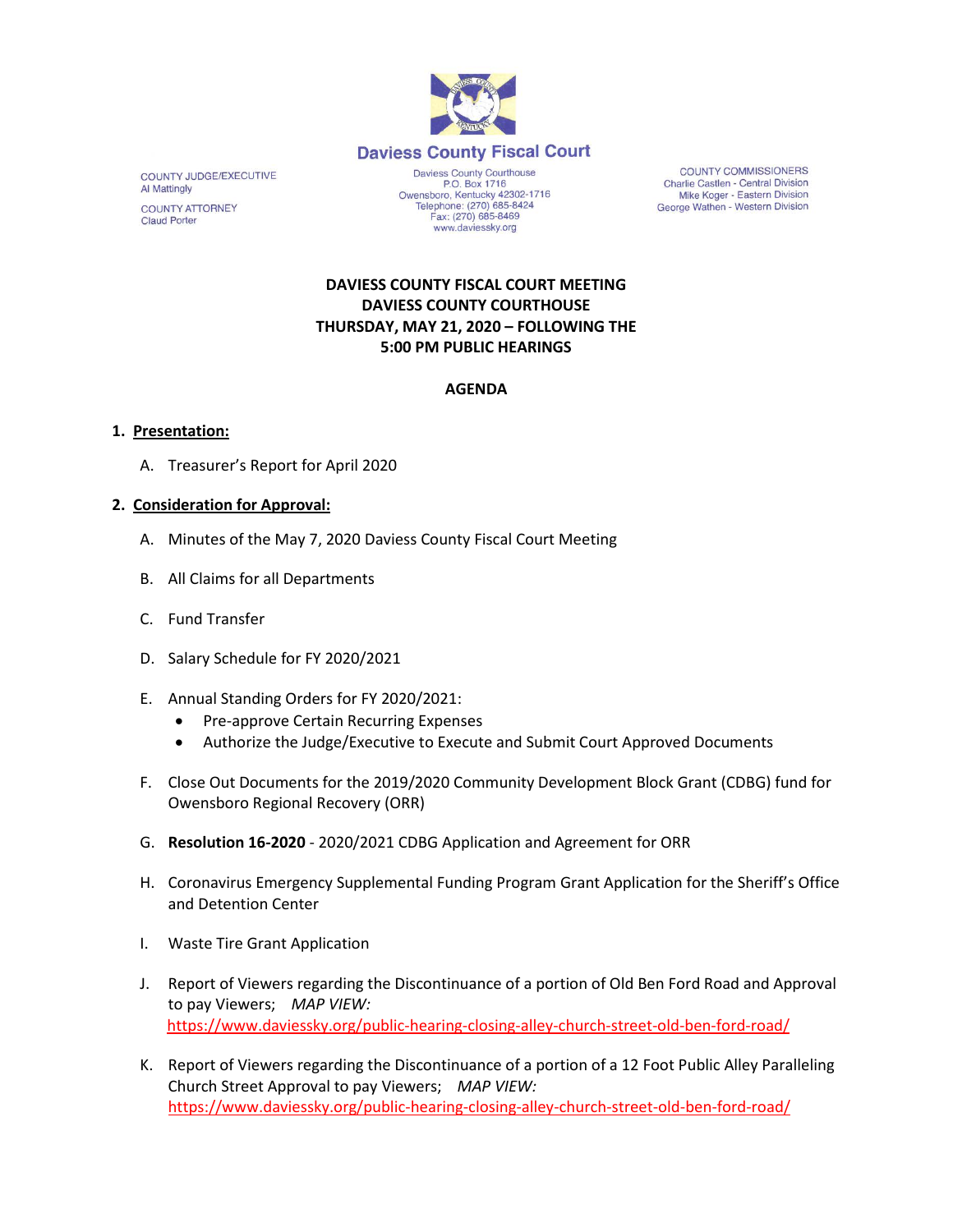Daviess County Fiscal Court

COUNTY JUDGE/EXECUTIVE
Al Mattingly

COUNTY ATTORNEY
Claud Porter

Daviess County Courthouse
P.O. Box 1716
Owensboro, Kentucky 42302-1716
Telephone: (270) 685-8424
Fax: (270) 685-8469
www.daviessky.org

COUNTY COMMISSIONERS
Charlie Castlen - Central Division
Mike Koger - Eastern Division
George Wathen - Western Division

**DAVIESS COUNTY FISCAL COURT MEETING**
**DAVIESS COUNTY COURTHOUSE**
**THURSDAY, MAY 21, 2020 – FOLLOWING THE**
**5:00 PM PUBLIC HEARINGS**

**AGENDA**

1. **Presentation:**

   A. Treasurer's Report for April 2020

2. **Consideration for Approval:**

   A. Minutes of the May 7, 2020 Daviess County Fiscal Court Meeting

   B. All Claims for all Departments

   C. Fund Transfer

   D. Salary Schedule for FY 2020/2021

   E. Annual Standing Orders for FY 2020/2021:
      - Pre-approve Certain Recurring Expenses
      - Authorize the Judge/Executive to Execute and Submit Court Approved Documents

   F. Close Out Documents for the 2019/2020 Community Development Block Grant (CDBG) fund for Owensboro Regional Recovery (ORR)

   G. **Resolution 16-2020** - 2020/2021 CDBG Application and Agreement for ORR

   H. Coronavirus Emergency Supplemental Funding Program Grant Application for the Sheriff's Office and Detention Center

   I. Waste Tire Grant Application

   J. Report of Viewers regarding the Discontinuance of a portion of Old Ben Ford Road and Approval to pay Viewers; *MAP VIEW:* https://www.daviessky.org/public-hearing-closing-alley-church-street-old-ben-ford-road/

   K. Report of Viewers regarding the Discontinuance of a portion of a 12 Foot Public Alley Paralleling Church Street Approval to pay Viewers; *MAP VIEW:* https://www.daviessky.org/public-hearing-closing-alley-church-street-old-ben-ford-road/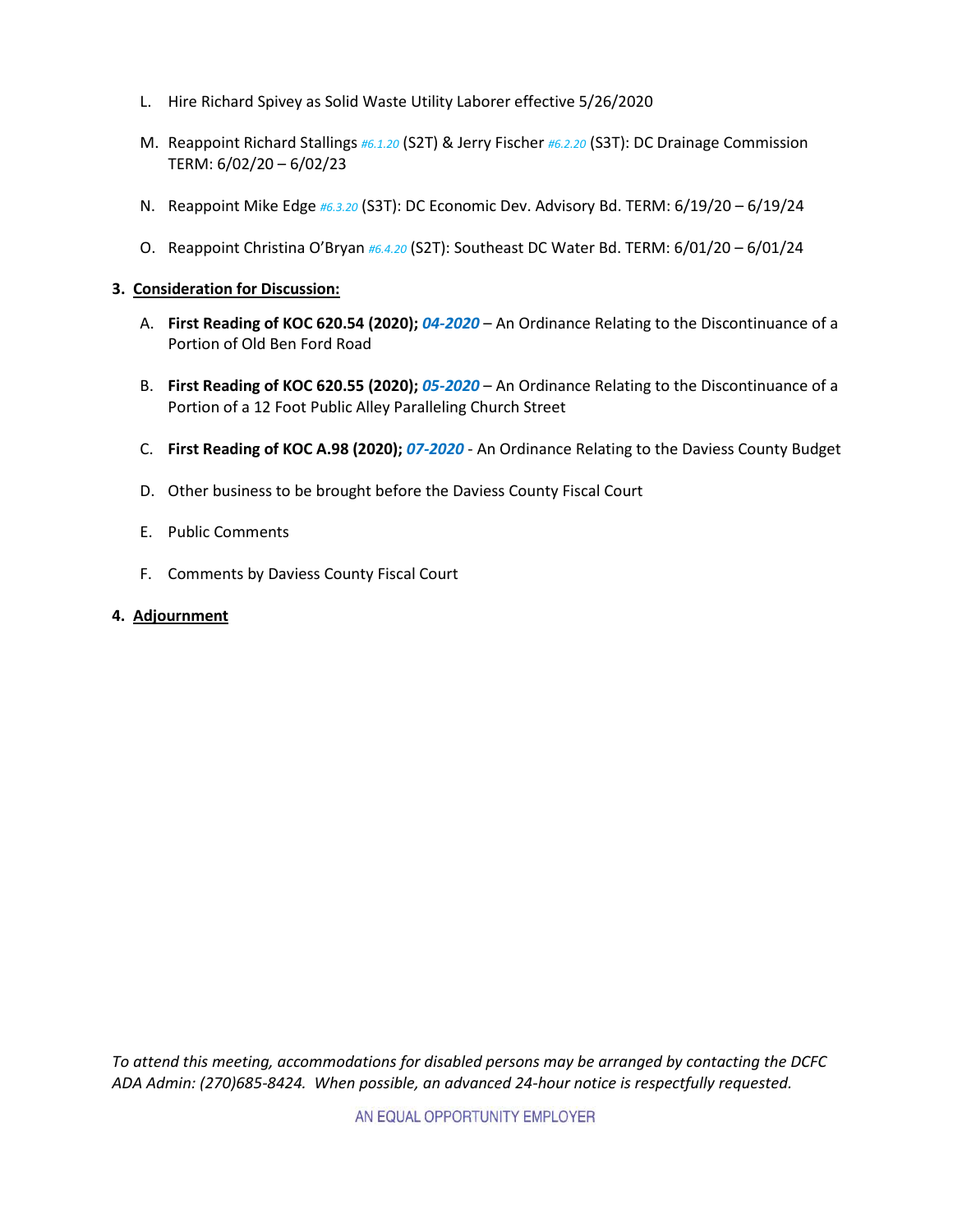L. Hire Richard Spivey as Solid Waste Utility Laborer effective 5/26/2020

M. Reappoint Richard Stallings *#6.1.20* (S2T) & Jerry Fischer *#6.2.20* (S3T): DC Drainage Commission TERM: 6/02/20 – 6/02/23

N. Reappoint Mike Edge *#6.3.20* (S3T): DC Economic Dev. Advisory Bd. TERM: 6/19/20 – 6/19/24

O. Reappoint Christina O'Bryan *#6.4.20* (S2T): Southeast DC Water Bd. TERM: 6/01/20 – 6/01/24

**3. Consideration for Discussion:**

A. **First Reading of KOC 620.54 (2020); *04-2020*** – An Ordinance Relating to the Discontinuance of a Portion of Old Ben Ford Road

B. **First Reading of KOC 620.55 (2020); *05-2020*** – An Ordinance Relating to the Discontinuance of a Portion of a 12 Foot Public Alley Paralleling Church Street

C. **First Reading of KOC A.98 (2020); *07-2020*** - An Ordinance Relating to the Daviess County Budget

D. Other business to be brought before the Daviess County Fiscal Court

E. Public Comments

F. Comments by Daviess County Fiscal Court

**4. Adjournment**

*To attend this meeting, accommodations for disabled persons may be arranged by contacting the DCFC ADA Admin: (270)685-8424. When possible, an advanced 24-hour notice is respectfully requested.*

AN EQUAL OPPORTUNITY EMPLOYER